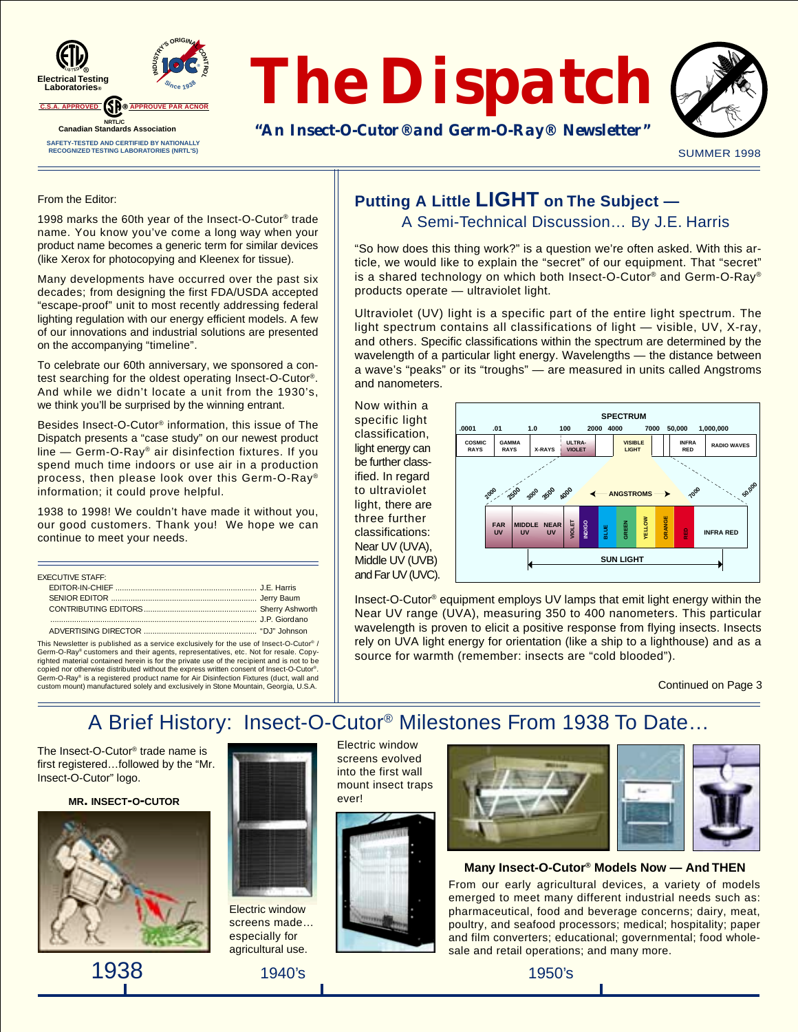Electrical Testing Laboratories®

C.S.A. APPROVED ® APPROUVE PAR ACNOR

NRTL/C
Canadian Standards Association

SAFETY-TESTED AND CERTIFIED BY NATIONALLY RECOGNIZED TESTING LABORATORIES (NRTL'S)

INDUSTRY'S ORIGINAL IOC CONTROL Since 1938

# The Dispatch

**"An Insect-O-Cutor® and Germ-O-Ray® Newsletter"**

SUMMER 1998

From the Editor:

1998 marks the 60th year of the Insect-O-Cutor® trade name. You know you've come a long way when your product name becomes a generic term for similar devices (like Xerox for photocopying and Kleenex for tissue).

Many developments have occurred over the past six decades; from designing the first FDA/USDA accepted "escape-proof" unit to most recently addressing federal lighting regulation with our energy efficient models. A few of our innovative and industrial solutions are presented on the accompanying "timeline".

To celebrate our 60th anniversary, we sponsored a contest searching for the oldest operating Insect-O-Cutor®. And while we didn't locate a unit from the 1930's, we think you'll be surprised by the winning entrant.

Besides Insect-O-Cutor® information, this issue of The Dispatch presents a "case study" on our newest product line — Germ-O-Ray® air disinfection fixtures. If you spend much time indoors or use air in a production process, then please look over this Germ-O-Ray® information; it could prove helpful.

1938 to 1998! We couldn't have made it without you, our good customers. Thank you! We hope we can continue to meet your needs.

EXECUTIVE STAFF:

| | |
|---|---|
| EDITOR-IN-CHIEF | J.E. Harris |
| SENIOR EDITOR | Jerry Baum |
| CONTRIBUTING EDITORS | Sherry Ashworth |
| | J.P. Giordano |
| ADVERTISING DIRECTOR | "DJ" Johnson |

This Newsletter is published as a service exclusively for the use of Insect-O-Cutor® / Germ-O-Ray® customers and their agents, representatives, etc. Not for resale. Copyrighted material contained herein is for the private use of the recipient and is not to be copied nor otherwise distributed without the express written consent of Insect-O-Cutor®. Germ-O-Ray® is a registered product name for Air Disinfection Fixtures (duct, wall and custom mount) manufactured solely and exclusively in Stone Mountain, Georgia, U.S.A.

## Putting A Little LIGHT on The Subject —

### A Semi-Technical Discussion… By J.E. Harris

"So how does this thing work?" is a question we're often asked. With this article, we would like to explain the "secret" of our equipment. That "secret" is a shared technology on which both Insect-O-Cutor® and Germ-O-Ray® products operate — ultraviolet light.

Ultraviolet (UV) light is a specific part of the entire light spectrum. The light spectrum contains all classifications of light — visible, UV, X-ray, and others. Specific classifications within the spectrum are determined by the wavelength of a particular light energy. Wavelengths — the distance between a wave's "peaks" or its "troughs" — are measured in units called Angstroms and nanometers.

Now within a specific light classification, light energy can be further classified. In regard to ultraviolet light, there are three further classifications: Near UV (UVA), Middle UV (UVB) and Far UV (UVC).

SPECTRUM

| .0001 | .01 | 1.0 | 100 | 2000 4000 | 7000 | 50,000 | 1,000,000 |
|---|---|---|---|---|---|---|---|
| COSMIC RAYS | GAMMA RAYS | X-RAYS | ULTRA-VIOLET | VISIBLE LIGHT | | INFRA RED | RADIO WAVES |

2000 — 2500 — 3000 — 3500 — 4000 ← ANGSTROMS → 7000 — 50,000

| FAR UV | MIDDLE UV | NEAR UV | VIOLET | INDIGO | BLUE | GREEN | YELLOW | ORANGE | RED | INFRA RED |
|---|---|---|---|---|---|---|---|---|---|---|

SUN LIGHT

Insect-O-Cutor® equipment employs UV lamps that emit light energy within the Near UV range (UVA), measuring 350 to 400 nanometers. This particular wavelength is proven to elicit a positive response from flying insects. Insects rely on UVA light energy for orientation (like a ship to a lighthouse) and as a source for warmth (remember: insects are "cold blooded").

Continued on Page 3

## A Brief History: Insect-O-Cutor® Milestones From 1938 To Date…

**1938**

The Insect-O-Cutor® trade name is first registered…followed by the "Mr. Insect-O-Cutor" logo.

**MR. INSECT-O-CUTOR**

**1940's**

Electric window screens made… especially for agricultural use.

Electric window screens evolved into the first wall mount insect traps ever!

**1950's**

**Many Insect-O-Cutor® Models Now — And THEN**

From our early agricultural devices, a variety of models emerged to meet many different industrial needs such as: pharmaceutical, food and beverage concerns; dairy, meat, poultry, and seafood processors; medical; hospitality; paper and film converters; educational; governmental; food wholesale and retail operations; and many more.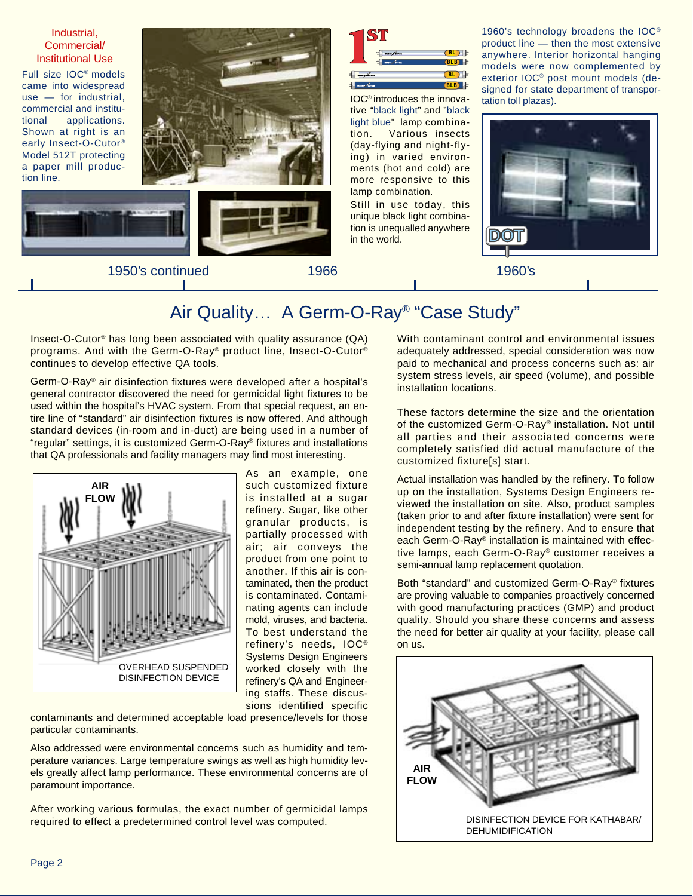**Industrial, Commercial/ Institutional Use**

Full size IOC® models came into widespread use — for industrial, commercial and institutional applications. Shown at right is an early Insect-O-Cutor® Model 512T protecting a paper mill production line.

**1ST**

IOC® introduces the innovative "black light" and "black light blue" lamp combination. Various insects (day-flying and night-flying) in varied environments (hot and cold) are more responsive to this lamp combination.

Still in use today, this unique black light combination is unequalled anywhere in the world.

1960's technology broadens the IOC® product line — then the most extensive anywhere. Interior horizontal hanging models were now complemented by exterior IOC® post mount models (designed for state department of transportation toll plazas).

1950's continued — 1966 — 1960's

# Air Quality… A Germ-O-Ray® "Case Study"

Insect-O-Cutor® has long been associated with quality assurance (QA) programs. And with the Germ-O-Ray® product line, Insect-O-Cutor® continues to develop effective QA tools.

Germ-O-Ray® air disinfection fixtures were developed after a hospital's general contractor discovered the need for germicidal light fixtures to be used within the hospital's HVAC system. From that special request, an entire line of "standard" air disinfection fixtures is now offered. And although standard devices (in-room and in-duct) are being used in a number of "regular" settings, it is customized Germ-O-Ray® fixtures and installations that QA professionals and facility managers may find most interesting.

AIR FLOW

OVERHEAD SUSPENDED DISINFECTION DEVICE

As an example, one such customized fixture is installed at a sugar refinery. Sugar, like other granular products, is partially processed with air; air conveys the product from one point to another. If this air is contaminated, then the product is contaminated. Contaminating agents can include mold, viruses, and bacteria. To best understand the refinery's needs, IOC® Systems Design Engineers worked closely with the refinery's QA and Engineering staffs. These discussions identified specific contaminants and determined acceptable load presence/levels for those particular contaminants.

Also addressed were environmental concerns such as humidity and temperature variances. Large temperature swings as well as high humidity levels greatly affect lamp performance. These environmental concerns are of paramount importance.

After working various formulas, the exact number of germicidal lamps required to effect a predetermined control level was computed.

With contaminant control and environmental issues adequately addressed, special consideration was now paid to mechanical and process concerns such as: air system stress levels, air speed (volume), and possible installation locations.

These factors determine the size and the orientation of the customized Germ-O-Ray® installation. Not until all parties and their associated concerns were completely satisfied did actual manufacture of the customized fixture[s] start.

Actual installation was handled by the refinery. To follow up on the installation, Systems Design Engineers reviewed the installation on site. Also, product samples (taken prior to and after fixture installation) were sent for independent testing by the refinery. And to ensure that each Germ-O-Ray® installation is maintained with effective lamps, each Germ-O-Ray® customer receives a semi-annual lamp replacement quotation.

Both "standard" and customized Germ-O-Ray® fixtures are proving valuable to companies proactively concerned with good manufacturing practices (GMP) and product quality. Should you share these concerns and assess the need for better air quality at your facility, please call on us.

AIR FLOW

DISINFECTION DEVICE FOR KATHABAR/ DEHUMIDIFICATION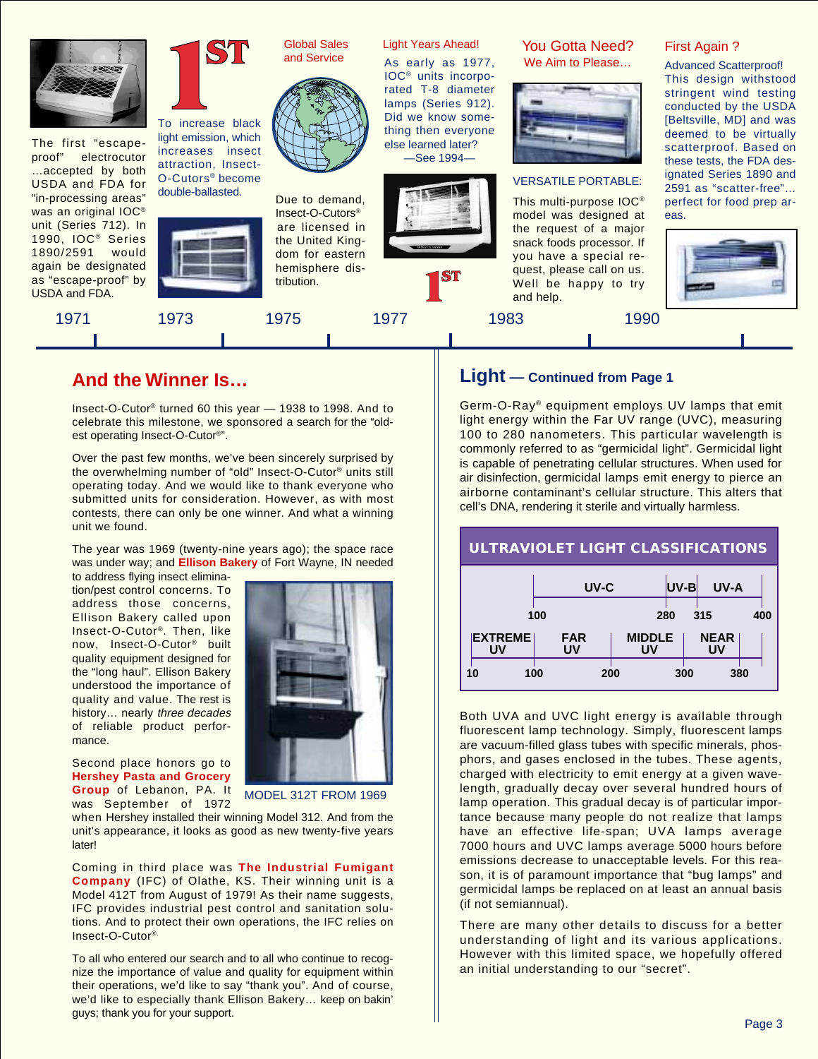The first "escape-proof" electrocutor ...accepted by both USDA and FDA for "in-processing areas" was an original IOC® unit (Series 712). In 1990, IOC® Series 1890/2591 would again be designated as "escape-proof" by USDA and FDA.

**1ST**

To increase black light emission, which increases insect attraction, Insect-O-Cutors® become double-ballasted.

Global Sales and Service

Due to demand, Insect-O-Cutors® are licensed in the United Kingdom for eastern hemisphere distribution.

Light Years Ahead!

As early as 1977, IOC® units incorporated T-8 diameter lamps (Series 912). Did we know something then everyone else learned later? —See 1994—

**1ST**

You Gotta Need? We Aim to Please…

VERSATILE PORTABLE:

This multi-purpose IOC® model was designed at the request of a major snack foods processor. If you have a special request, please call on us. Well be happy to try and help.

First Again ?

Advanced Scatterproof! This design withstood stringent wind testing conducted by the USDA [Beltsville, MD] and was deemed to be virtually scatterproof. Based on these tests, the FDA designated Series 1890 and 2591 as "scatter-free"… perfect for food prep areas.

1971 | 1973 | 1975 | 1977 | 1983 | 1990

## And the Winner Is…

Insect-O-Cutor® turned 60 this year — 1938 to 1998. And to celebrate this milestone, we sponsored a search for the "oldest operating Insect-O-Cutor®".

Over the past few months, we've been sincerely surprised by the overwhelming number of "old" Insect-O-Cutor® units still operating today. And we would like to thank everyone who submitted units for consideration. However, as with most contests, there can only be one winner. And what a winning unit we found.

The year was 1969 (twenty-nine years ago); the space race was under way; and **Ellison Bakery** of Fort Wayne, IN needed to address flying insect elimination/pest control concerns. To address those concerns, Ellison Bakery called upon Insect-O-Cutor®. Then, like now, Insect-O-Cutor® built quality equipment designed for the "long haul". Ellison Bakery understood the importance of quality and value. The rest is history… nearly *three decades* of reliable product performance.

MODEL 312T FROM 1969

Second place honors go to **Hershey Pasta and Grocery Group** of Lebanon, PA. It was September of 1972 when Hershey installed their winning Model 312. And from the unit's appearance, it looks as good as new twenty-five years later!

Coming in third place was **The Industrial Fumigant Company** (IFC) of Olathe, KS. Their winning unit is a Model 412T from August of 1979! As their name suggests, IFC provides industrial pest control and sanitation solutions. And to protect their own operations, the IFC relies on Insect-O-Cutor®.

To all who entered our search and to all who continue to recognize the importance of value and quality for equipment within their operations, we'd like to say "thank you". And of course, we'd like to especially thank Ellison Bakery… keep on bakin' guys; thank you for your support.

## Light — Continued from Page 1

Germ-O-Ray® equipment employs UV lamps that emit light energy within the Far UV range (UVC), measuring 100 to 280 nanometers. This particular wavelength is commonly referred to as "germicidal light". Germicidal light is capable of penetrating cellular structures. When used for air disinfection, germicidal lamps emit energy to pierce an airborne contaminant's cellular structure. This alters that cell's DNA, rendering it sterile and virtually harmless.

**ULTRAVIOLET LIGHT CLASSIFICATIONS**

| | UV-C | UV-B | UV-A |
|---|---|---|---|
| Range (nm) | 100–280 | 280–315 | 315–400 |

| EXTREME UV | FAR UV | MIDDLE UV | NEAR UV |
|---|---|---|---|
| 10–100 | 100–200 | 200–300 | 300–380 |

Both UVA and UVC light energy is available through fluorescent lamp technology. Simply, fluorescent lamps are vacuum-filled glass tubes with specific minerals, phosphors, and gases enclosed in the tubes. These agents, charged with electricity to emit energy at a given wavelength, gradually decay over several hundred hours of lamp operation. This gradual decay is of particular importance because many people do not realize that lamps have an effective life-span; UVA lamps average 7000 hours and UVC lamps average 5000 hours before emissions decrease to unacceptable levels. For this reason, it is of paramount importance that "bug lamps" and germicidal lamps be replaced on at least an annual basis (if not semiannual).

There are many other details to discuss for a better understanding of light and its various applications. However with this limited space, we hopefully offered an initial understanding to our "secret".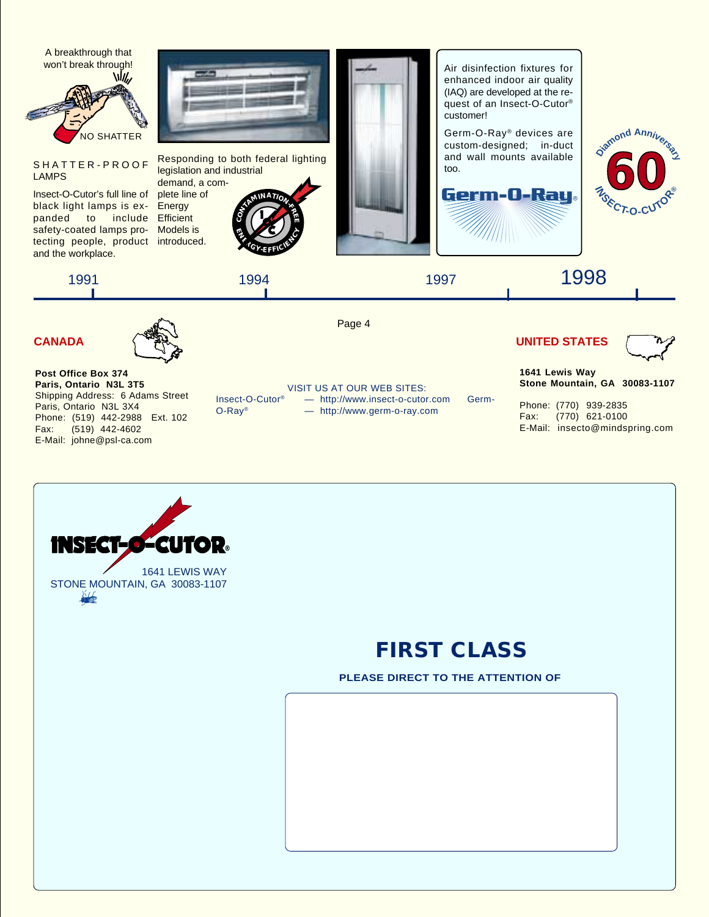A breakthrough that won't break through!

NO SHATTER

SHATTER-PROOF LAMPS

Insect-O-Cutor's full line of black light lamps is expanded to include safety-coated lamps protecting people, product and the workplace.

Responding to both federal lighting legislation and industrial demand, a complete line of Energy Efficient Models is introduced.

CONTAMINATION-FREE ENERGY-EFFICIENCY

Air disinfection fixtures for enhanced indoor air quality (IAQ) are developed at the request of an Insect-O-Cutor® customer!

Germ-O-Ray® devices are custom-designed; in-duct and wall mounts available too.

Germ-O-Ray®

Diamond Anniversary 60 INSECT-O-CUTOR®

1991 | 1994 | 1997 | 1998

## CANADA

**Post Office Box 374**
**Paris, Ontario N3L 3T5**
Shipping Address: 6 Adams Street
Paris, Ontario N3L 3X4
Phone: (519) 442-2988 Ext. 102
Fax: (519) 442-4602
E-Mail: johne@psl-ca.com

VISIT US AT OUR WEB SITES:
Insect-O-Cutor® — http://www.insect-o-cutor.com
Germ-O-Ray® — http://www.germ-o-ray.com

## UNITED STATES

**1641 Lewis Way**
**Stone Mountain, GA 30083-1107**

Phone: (770) 939-2835
Fax: (770) 621-0100
E-Mail: insecto@mindspring.com

INSECT-O-CUTOR®
1641 LEWIS WAY
STONE MOUNTAIN, GA 30083-1107

# FIRST CLASS

**PLEASE DIRECT TO THE ATTENTION OF**